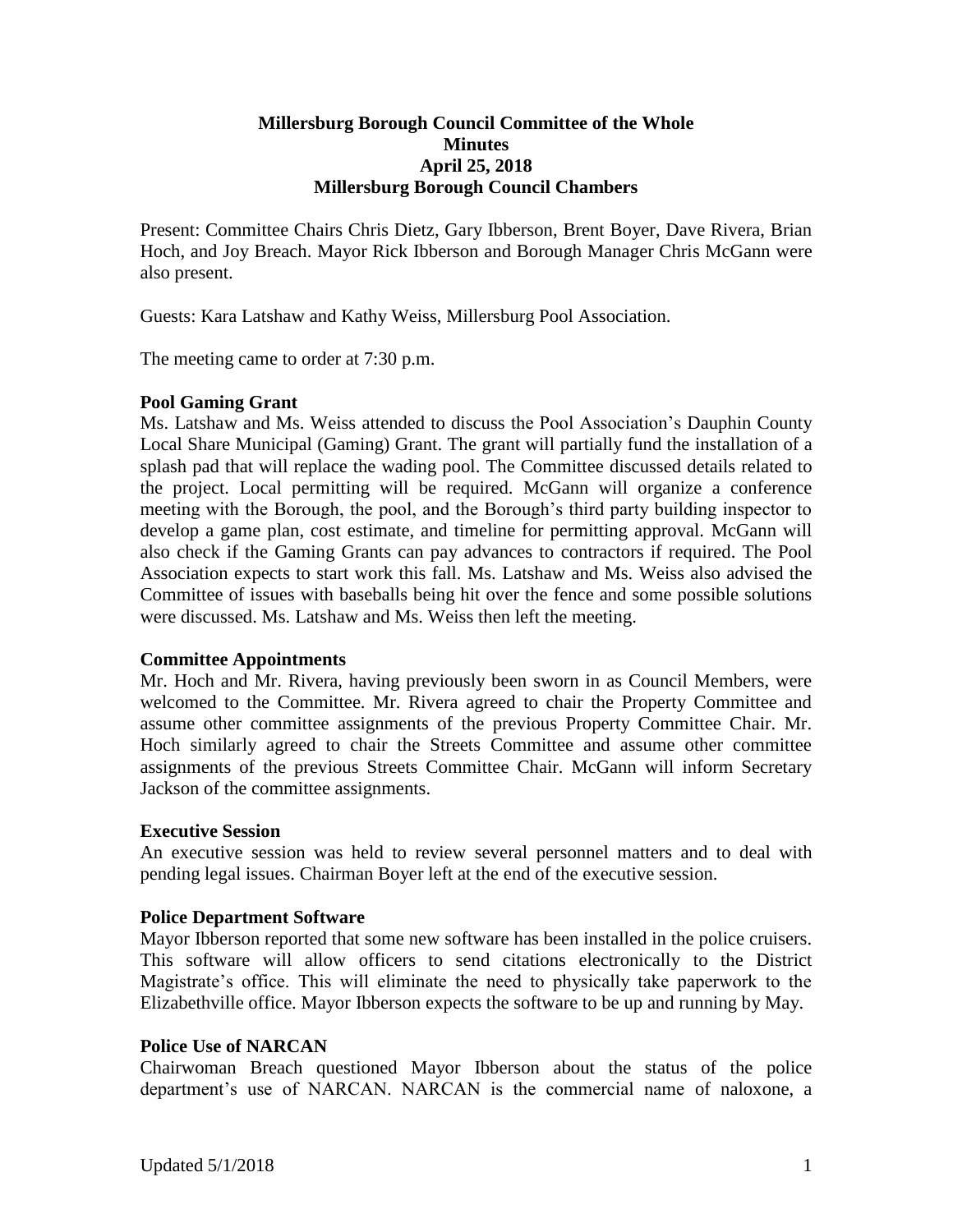# Millersburg Borough Council Committee of the Whole
## Minutes
## April 25, 2018
## Millersburg Borough Council Chambers

Present: Committee Chairs Chris Dietz, Gary Ibberson, Brent Boyer, Dave Rivera, Brian Hoch, and Joy Breach. Mayor Rick Ibberson and Borough Manager Chris McGann were also present.

Guests: Kara Latshaw and Kathy Weiss, Millersburg Pool Association.

The meeting came to order at 7:30 p.m.

**Pool Gaming Grant**

Ms. Latshaw and Ms. Weiss attended to discuss the Pool Association's Dauphin County Local Share Municipal (Gaming) Grant. The grant will partially fund the installation of a splash pad that will replace the wading pool. The Committee discussed details related to the project. Local permitting will be required. McGann will organize a conference meeting with the Borough, the pool, and the Borough's third party building inspector to develop a game plan, cost estimate, and timeline for permitting approval. McGann will also check if the Gaming Grants can pay advances to contractors if required. The Pool Association expects to start work this fall. Ms. Latshaw and Ms. Weiss also advised the Committee of issues with baseballs being hit over the fence and some possible solutions were discussed. Ms. Latshaw and Ms. Weiss then left the meeting.

**Committee Appointments**

Mr. Hoch and Mr. Rivera, having previously been sworn in as Council Members, were welcomed to the Committee. Mr. Rivera agreed to chair the Property Committee and assume other committee assignments of the previous Property Committee Chair. Mr. Hoch similarly agreed to chair the Streets Committee and assume other committee assignments of the previous Streets Committee Chair. McGann will inform Secretary Jackson of the committee assignments.

**Executive Session**

An executive session was held to review several personnel matters and to deal with pending legal issues. Chairman Boyer left at the end of the executive session.

**Police Department Software**

Mayor Ibberson reported that some new software has been installed in the police cruisers. This software will allow officers to send citations electronically to the District Magistrate's office. This will eliminate the need to physically take paperwork to the Elizabethville office. Mayor Ibberson expects the software to be up and running by May.

**Police Use of NARCAN**

Chairwoman Breach questioned Mayor Ibberson about the status of the police department's use of NARCAN. NARCAN is the commercial name of naloxone, a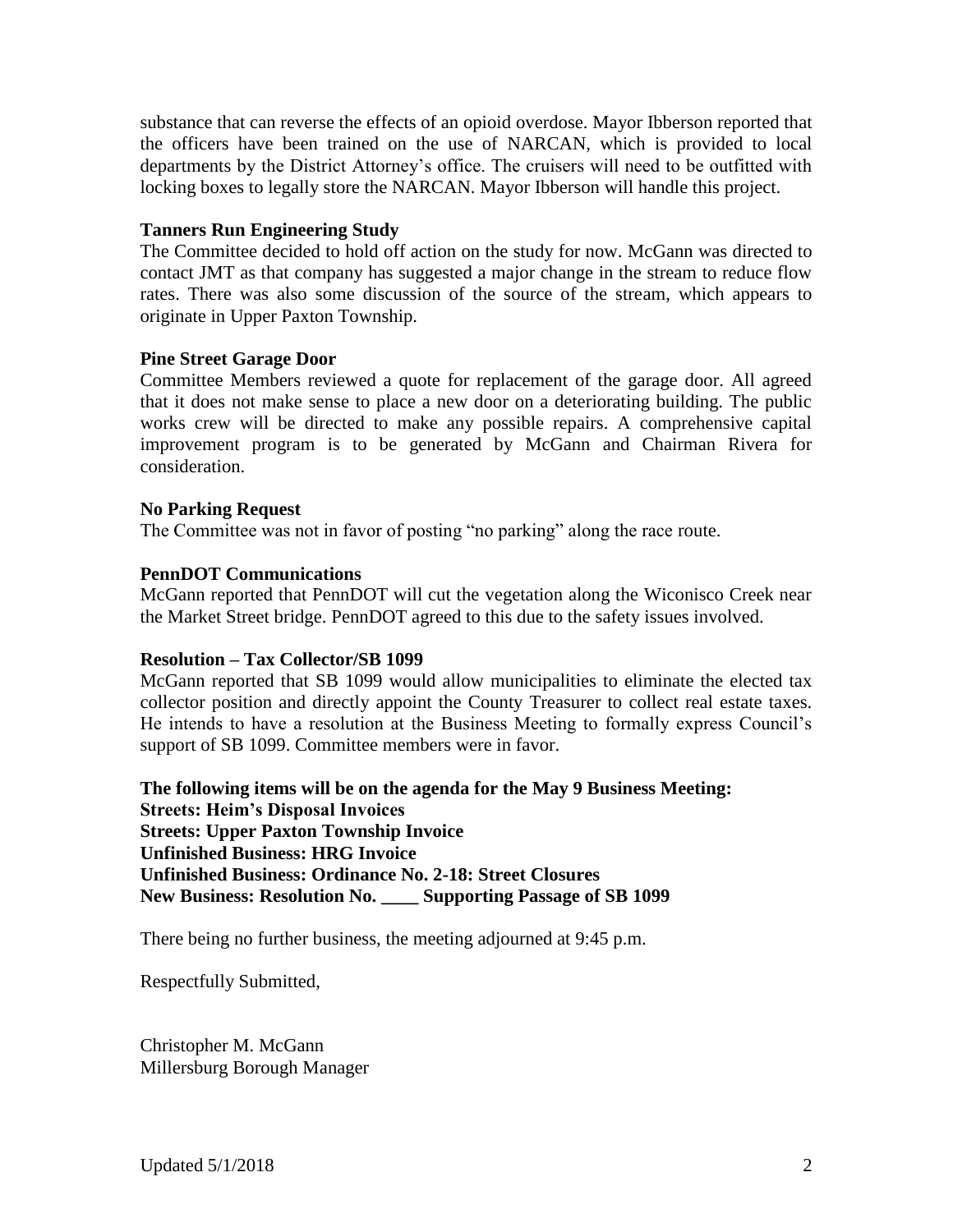substance that can reverse the effects of an opioid overdose. Mayor Ibberson reported that the officers have been trained on the use of NARCAN, which is provided to local departments by the District Attorney's office. The cruisers will need to be outfitted with locking boxes to legally store the NARCAN. Mayor Ibberson will handle this project.

**Tanners Run Engineering Study**

The Committee decided to hold off action on the study for now. McGann was directed to contact JMT as that company has suggested a major change in the stream to reduce flow rates. There was also some discussion of the source of the stream, which appears to originate in Upper Paxton Township.

**Pine Street Garage Door**

Committee Members reviewed a quote for replacement of the garage door. All agreed that it does not make sense to place a new door on a deteriorating building. The public works crew will be directed to make any possible repairs. A comprehensive capital improvement program is to be generated by McGann and Chairman Rivera for consideration.

**No Parking Request**

The Committee was not in favor of posting "no parking" along the race route.

**PennDOT Communications**

McGann reported that PennDOT will cut the vegetation along the Wiconisco Creek near the Market Street bridge. PennDOT agreed to this due to the safety issues involved.

**Resolution – Tax Collector/SB 1099**

McGann reported that SB 1099 would allow municipalities to eliminate the elected tax collector position and directly appoint the County Treasurer to collect real estate taxes. He intends to have a resolution at the Business Meeting to formally express Council's support of SB 1099. Committee members were in favor.

**The following items will be on the agenda for the May 9 Business Meeting:**
**Streets: Heim's Disposal Invoices**
**Streets: Upper Paxton Township Invoice**
**Unfinished Business: HRG Invoice**
**Unfinished Business: Ordinance No. 2-18: Street Closures**
**New Business: Resolution No. ____ Supporting Passage of SB 1099**

There being no further business, the meeting adjourned at 9:45 p.m.

Respectfully Submitted,

Christopher M. McGann
Millersburg Borough Manager

Updated 5/1/2018